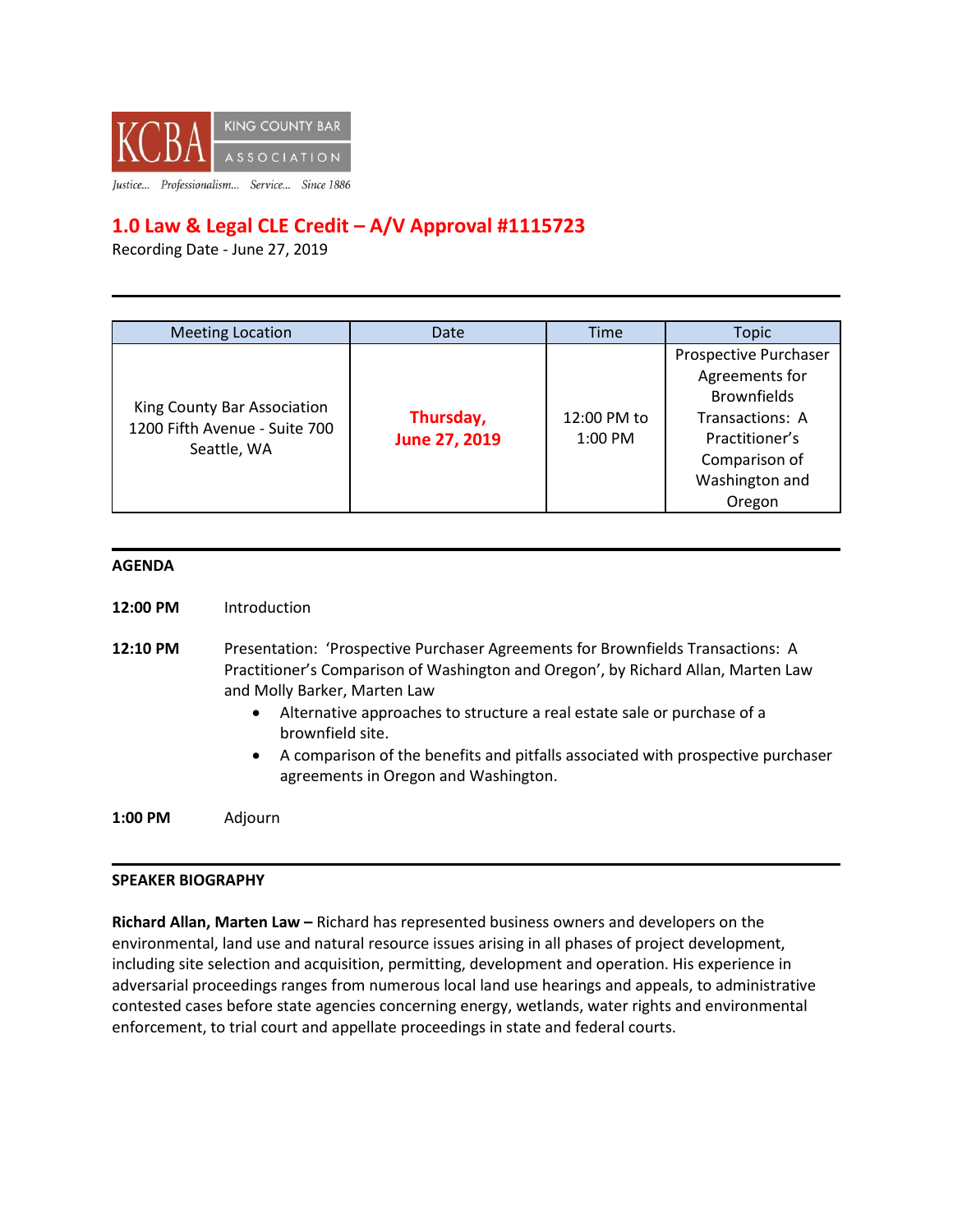KCBA KING COUNTY BAR ASSOCIATION

*Justice... Professionalism... Service... Since 1886*

## 1.0 Law & Legal CLE Credit – A/V Approval #1115723

Recording Date - June 27, 2019

| Meeting Location | Date | Time | Topic |
|---|---|---|---|
| King County Bar Association 1200 Fifth Avenue - Suite 700 Seattle, WA | **Thursday, June 27, 2019** | 12:00 PM to 1:00 PM | Prospective Purchaser Agreements for Brownfields Transactions: A Practitioner's Comparison of Washington and Oregon |

### AGENDA

**12:00 PM** Introduction

**12:10 PM** Presentation: 'Prospective Purchaser Agreements for Brownfields Transactions: A Practitioner's Comparison of Washington and Oregon', by Richard Allan, Marten Law and Molly Barker, Marten Law

- Alternative approaches to structure a real estate sale or purchase of a brownfield site.
- A comparison of the benefits and pitfalls associated with prospective purchaser agreements in Oregon and Washington.

**1:00 PM** Adjourn

### SPEAKER BIOGRAPHY

**Richard Allan, Marten Law –** Richard has represented business owners and developers on the environmental, land use and natural resource issues arising in all phases of project development, including site selection and acquisition, permitting, development and operation. His experience in adversarial proceedings ranges from numerous local land use hearings and appeals, to administrative contested cases before state agencies concerning energy, wetlands, water rights and environmental enforcement, to trial court and appellate proceedings in state and federal courts.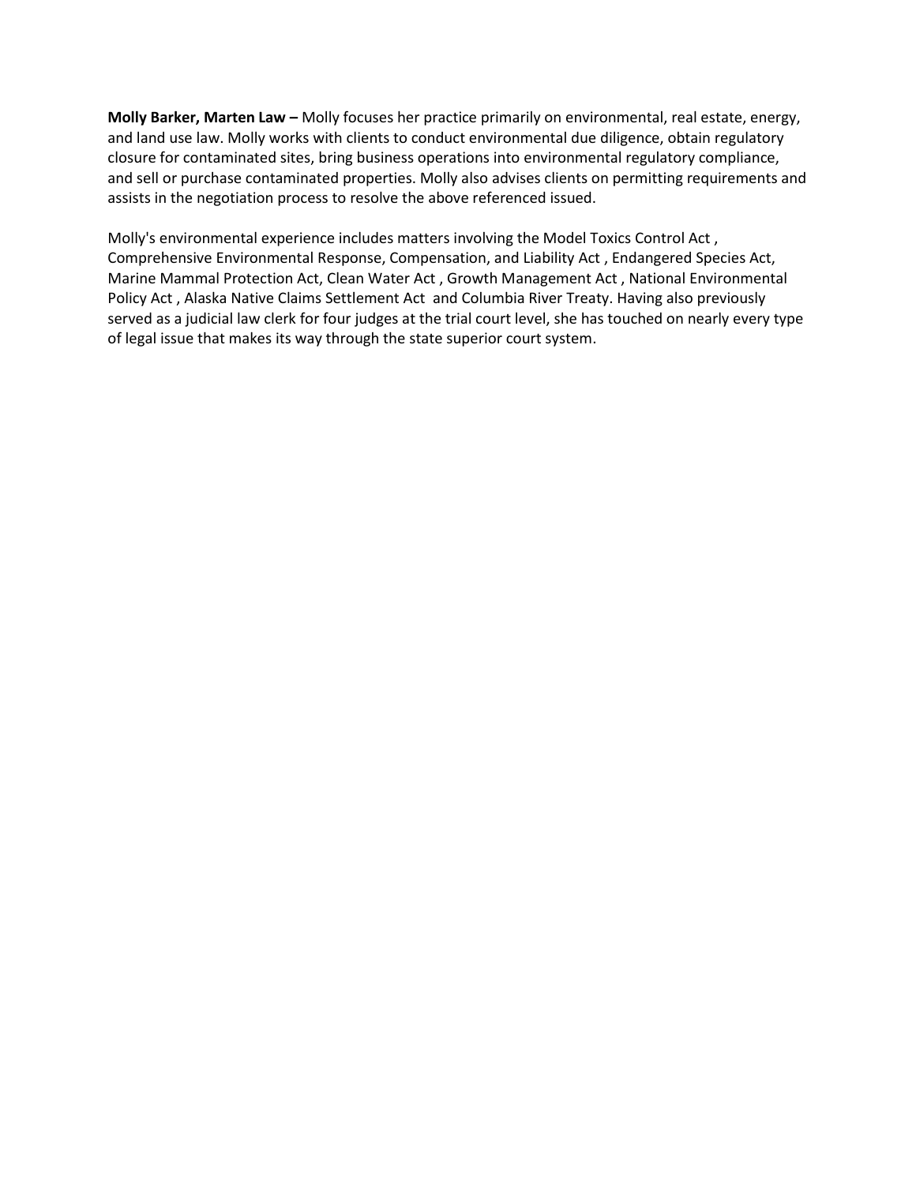**Molly Barker, Marten Law –** Molly focuses her practice primarily on environmental, real estate, energy, and land use law. Molly works with clients to conduct environmental due diligence, obtain regulatory closure for contaminated sites, bring business operations into environmental regulatory compliance, and sell or purchase contaminated properties. Molly also advises clients on permitting requirements and assists in the negotiation process to resolve the above referenced issued.

Molly's environmental experience includes matters involving the Model Toxics Control Act , Comprehensive Environmental Response, Compensation, and Liability Act , Endangered Species Act, Marine Mammal Protection Act, Clean Water Act , Growth Management Act , National Environmental Policy Act , Alaska Native Claims Settlement Act and Columbia River Treaty. Having also previously served as a judicial law clerk for four judges at the trial court level, she has touched on nearly every type of legal issue that makes its way through the state superior court system.